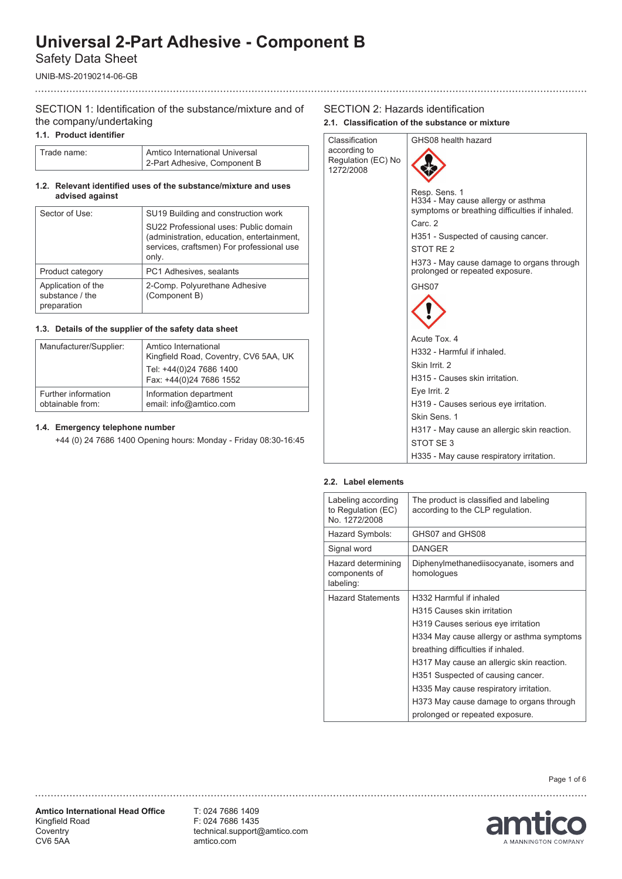# Universal 2-Part Adhesive - Component B

Safety Data Sheet

UNIB-MS-20190214-06-GB

## SECTION 1: Identification of the substance/mixture and of the company/undertaking

### 1.1. Product identifier

| Trade name: | Amtico International Universal 2-Part Adhesive, Component B |
|---|---|

### 1.2. Relevant identified uses of the substance/mixture and uses advised against

| Sector of Use: | SU19 Building and construction work<br>SU22 Professional uses: Public domain (administration, education, entertainment, services, craftsmen) For professional use only. |
|---|---|
| Product category | PC1 Adhesives, sealants |
| Application of the substance / the preparation | 2-Comp. Polyurethane Adhesive (Component B) |

### 1.3. Details of the supplier of the safety data sheet

| Manufacturer/Supplier: | Amtico International Kingfield Road, Coventry, CV6 5AA, UK<br>Tel: +44(0)24 7686 1400<br>Fax: +44(0)24 7686 1552 |
|---|---|
| Further information obtainable from: | Information department email: info@amtico.com |

### 1.4. Emergency telephone number

+44 (0) 24 7686 1400 Opening hours: Monday - Friday 08:30-16:45

## SECTION 2: Hazards identification

### 2.1. Classification of the substance or mixture

| Classification according to Regulation (EC) No 1272/2008 | GHS08 health hazard<br>Resp. Sens. 1<br>H334 - May cause allergy or asthma symptoms or breathing difficulties if inhaled.<br>Carc. 2<br>H351 - Suspected of causing cancer.<br>STOT RE 2<br>H373 - May cause damage to organs through prolonged or repeated exposure.<br>GHS07<br>Acute Tox. 4<br>H332 - Harmful if inhaled.<br>Skin Irrit. 2<br>H315 - Causes skin irritation.<br>Eye Irrit. 2<br>H319 - Causes serious eye irritation.<br>Skin Sens. 1<br>H317 - May cause an allergic skin reaction.<br>STOT SE 3<br>H335 - May cause respiratory irritation. |
|---|---|

### 2.2. Label elements

| Labeling according to Regulation (EC) No. 1272/2008 | The product is classified and labeling according to the CLP regulation. |
|---|---|
| Hazard Symbols: | GHS07 and GHS08 |
| Signal word | DANGER |
| Hazard determining components of labeling: | Diphenylmethanediisocyanate, isomers and homologues |
| Hazard Statements | H332 Harmful if inhaled<br>H315 Causes skin irritation<br>H319 Causes serious eye irritation<br>H334 May cause allergy or asthma symptoms breathing difficulties if inhaled.<br>H317 May cause an allergic skin reaction.<br>H351 Suspected of causing cancer.<br>H335 May cause respiratory irritation.<br>H373 May cause damage to organs through prolonged or repeated exposure. |

**Amtico International Head Office**
Kingfield Road
Coventry
CV6 5AA

T: 024 7686 1409
F: 024 7686 1435
technical.support@amtico.com
amtico.com

amtico — A MANNINGTON COMPANY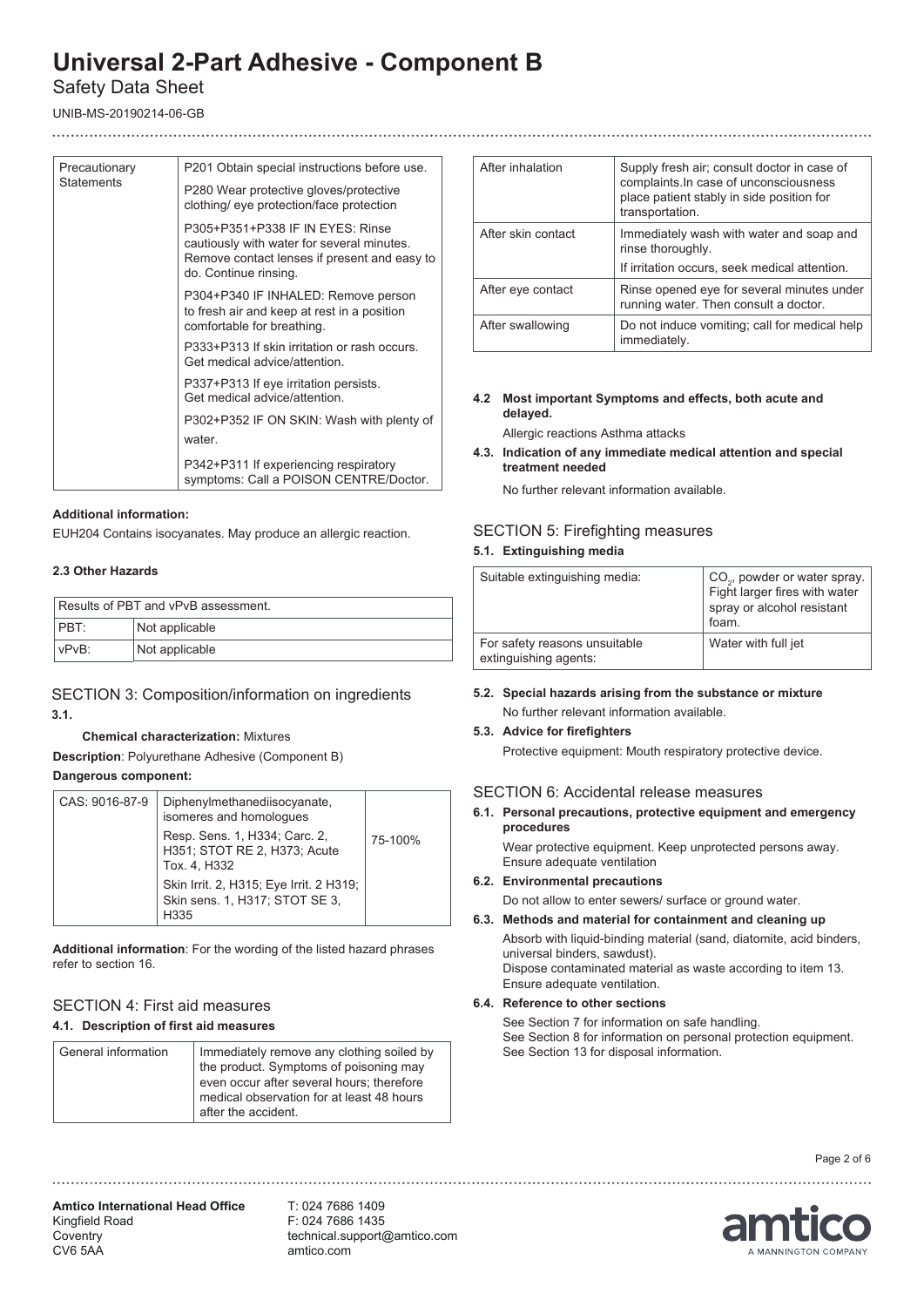| Precautionary Statements | P201 Obtain special instructions before use. |
|---|---|
| | P280 Wear protective gloves/protective clothing/ eye protection/face protection |
| | P305+P351+P338 IF IN EYES: Rinse cautiously with water for several minutes. Remove contact lenses if present and easy to do. Continue rinsing. |
| | P304+P340 IF INHALED: Remove person to fresh air and keep at rest in a position comfortable for breathing. |
| | P333+P313 If skin irritation or rash occurs. Get medical advice/attention. |
| | P337+P313 If eye irritation persists. Get medical advice/attention. |
| | P302+P352 IF ON SKIN: Wash with plenty of water. |
| | P342+P311 If experiencing respiratory symptoms: Call a POISON CENTRE/Doctor. |

**Additional information:**

EUH204 Contains isocyanates. May produce an allergic reaction.

**2.3 Other Hazards**

| Results of PBT and vPvB assessment. | |
|---|---|
| PBT: | Not applicable |
| vPvB: | Not applicable |

## SECTION 3: Composition/information on ingredients

**3.1.**

**Chemical characterization:** Mixtures

**Description**: Polyurethane Adhesive (Component B)

**Dangerous component:**

| CAS: 9016-87-9 | Diphenylmethanediisocyanate, isomeres and homologues | |
|---|---|---|
| | Resp. Sens. 1, H334; Carc. 2, H351; STOT RE 2, H373; Acute Tox. 4, H332 | 75-100% |
| | Skin Irrit. 2, H315; Eye Irrit. 2 H319; Skin sens. 1, H317; STOT SE 3, H335 | |

**Additional information**: For the wording of the listed hazard phrases refer to section 16.

## SECTION 4: First aid measures

### 4.1. Description of first aid measures

| General information | Immediately remove any clothing soiled by the product. Symptoms of poisoning may even occur after several hours; therefore medical observation for at least 48 hours after the accident. |
|---|---|
| After inhalation | Supply fresh air; consult doctor in case of complaints.In case of unconsciousness place patient stably in side position for transportation. |
| After skin contact | Immediately wash with water and soap and rinse thoroughly.<br>If irritation occurs, seek medical attention. |
| After eye contact | Rinse opened eye for several minutes under running water. Then consult a doctor. |
| After swallowing | Do not induce vomiting; call for medical help immediately. |

### 4.2 Most important Symptoms and effects, both acute and delayed.

Allergic reactions Asthma attacks

### 4.3. Indication of any immediate medical attention and special treatment needed

No further relevant information available.

## SECTION 5: Firefighting measures

### 5.1. Extinguishing media

| Suitable extinguishing media: | $CO_2$, powder or water spray. Fight larger fires with water spray or alcohol resistant foam. |
|---|---|
| For safety reasons unsuitable extinguishing agents: | Water with full jet |

### 5.2. Special hazards arising from the substance or mixture

No further relevant information available.

### 5.3. Advice for firefighters

Protective equipment: Mouth respiratory protective device.

## SECTION 6: Accidental release measures

### 6.1. Personal precautions, protective equipment and emergency procedures

Wear protective equipment. Keep unprotected persons away. Ensure adequate ventilation

### 6.2. Environmental precautions

Do not allow to enter sewers/ surface or ground water.

### 6.3. Methods and material for containment and cleaning up

Absorb with liquid-binding material (sand, diatomite, acid binders, universal binders, sawdust).
Dispose contaminated material as waste according to item 13.
Ensure adequate ventilation.

### 6.4. Reference to other sections

See Section 7 for information on safe handling.
See Section 8 for information on personal protection equipment.
See Section 13 for disposal information.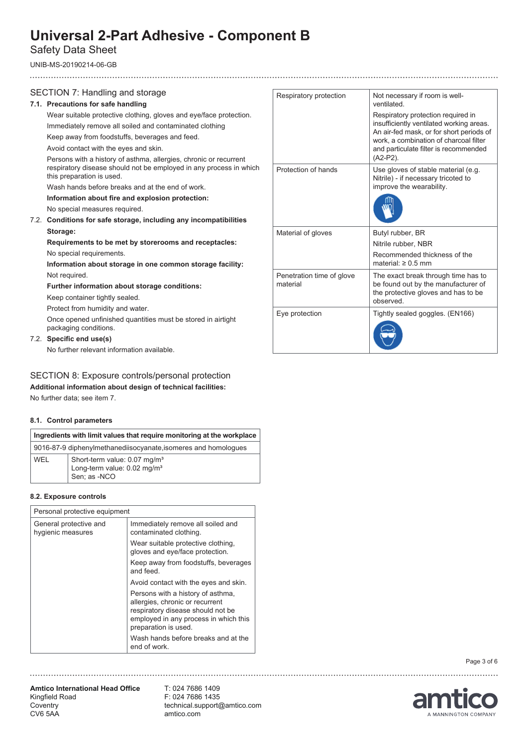# Universal 2-Part Adhesive - Component B

Safety Data Sheet

UNIB-MS-20190214-06-GB

## SECTION 7: Handling and storage

**7.1. Precautions for safe handling**

Wear suitable protective clothing, gloves and eye/face protection.

Immediately remove all soiled and contaminated clothing

Keep away from foodstuffs, beverages and feed.

Avoid contact with the eyes and skin.

Persons with a history of asthma, allergies, chronic or recurrent respiratory disease should not be employed in any process in which this preparation is used.

Wash hands before breaks and at the end of work.

**Information about fire and explosion protection:**

No special measures required.

**7.2. Conditions for safe storage, including any incompatibilities**

**Storage:**

**Requirements to be met by storerooms and receptacles:**

No special requirements.

**Information about storage in one common storage facility:**

Not required.

**Further information about storage conditions:**

Keep container tightly sealed.

Protect from humidity and water.

Once opened unfinished quantities must be stored in airtight packaging conditions.

**7.2. Specific end use(s)**

No further relevant information available.

## SECTION 8: Exposure controls/personal protection

**Additional information about design of technical facilities:**

No further data; see item 7.

**8.1. Control parameters**

| Ingredients with limit values that require monitoring at the workplace | |
|---|---|
| 9016-87-9 diphenylmethanediisocyanate,isomeres and homologues | |
| WEL | Short-term value: 0.07 mg/m³<br>Long-term value: 0.02 mg/m³<br>Sen; as -NCO |

**8.2. Exposure controls**

| Personal protective equipment | |
|---|---|
| General protective and hygienic measures | Immediately remove all soiled and contaminated clothing.<br>Wear suitable protective clothing, gloves and eye/face protection.<br>Keep away from foodstuffs, beverages and feed.<br>Avoid contact with the eyes and skin.<br>Persons with a history of asthma, allergies, chronic or recurrent respiratory disease should not be employed in any process in which this preparation is used.<br>Wash hands before breaks and at the end of work. |
| Respiratory protection | Not necessary if room is well-ventilated.<br>Respiratory protection required in insufficiently ventilated working areas. An air-fed mask, or for short periods of work, a combination of charcoal filter and particulate filter is recommended (A2-P2). |
| Protection of hands | Use gloves of stable material (e.g. Nitrile) - if necessary tricoted to improve the wearability. |
| Material of gloves | Butyl rubber, BR<br>Nitrile rubber, NBR<br>Recommended thickness of the material: ≥ 0.5 mm |
| Penetration time of glove material | The exact break through time has to be found out by the manufacturer of the protective gloves and has to be observed. |
| Eye protection | Tightly sealed goggles. (EN166) |

**Amtico International Head Office**
Kingfield Road
Coventry
CV6 5AA

T: 024 7686 1409
F: 024 7686 1435
technical.support@amtico.com
amtico.com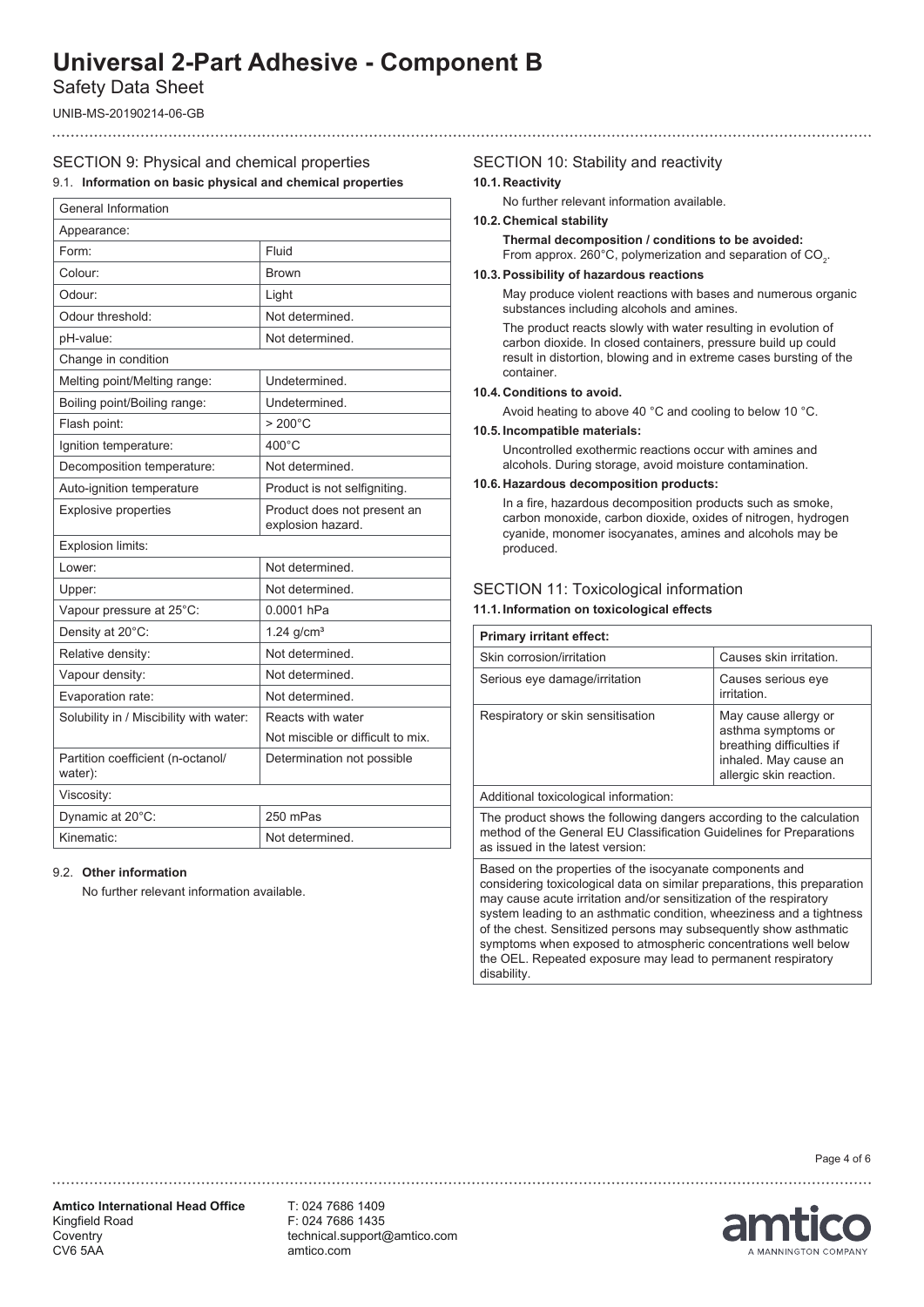## SECTION 9: Physical and chemical properties

### 9.1. Information on basic physical and chemical properties

| General Information | |
|---|---|
| Appearance: | |
| Form: | Fluid |
| Colour: | Brown |
| Odour: | Light |
| Odour threshold: | Not determined. |
| pH-value: | Not determined. |
| Change in condition | |
| Melting point/Melting range: | Undetermined. |
| Boiling point/Boiling range: | Undetermined. |
| Flash point: | > 200°C |
| Ignition temperature: | 400°C |
| Decomposition temperature: | Not determined. |
| Auto-ignition temperature | Product is not selfigniting. |
| Explosive properties | Product does not present an explosion hazard. |
| Explosion limits: | |
| Lower: | Not determined. |
| Upper: | Not determined. |
| Vapour pressure at 25°C: | 0.0001 hPa |
| Density at 20°C: | 1.24 g/cm³ |
| Relative density: | Not determined. |
| Vapour density: | Not determined. |
| Evaporation rate: | Not determined. |
| Solubility in / Miscibility with water: | Reacts with water |
| | Not miscible or difficult to mix. |
| Partition coefficient (n-octanol/water): | Determination not possible |
| Viscosity: | |
| Dynamic at 20°C: | 250 mPas |
| Kinematic: | Not determined. |

### 9.2. Other information

No further relevant information available.

## SECTION 10: Stability and reactivity

### 10.1. Reactivity

No further relevant information available.

### 10.2. Chemical stability

**Thermal decomposition / conditions to be avoided:**
From approx. 260°C, polymerization and separation of $CO_2$.

### 10.3. Possibility of hazardous reactions

May produce violent reactions with bases and numerous organic substances including alcohols and amines.

The product reacts slowly with water resulting in evolution of carbon dioxide. In closed containers, pressure build up could result in distortion, blowing and in extreme cases bursting of the container.

### 10.4. Conditions to avoid.

Avoid heating to above 40 °C and cooling to below 10 °C.

### 10.5. Incompatible materials:

Uncontrolled exothermic reactions occur with amines and alcohols. During storage, avoid moisture contamination.

### 10.6. Hazardous decomposition products:

In a fire, hazardous decomposition products such as smoke, carbon monoxide, carbon dioxide, oxides of nitrogen, hydrogen cyanide, monomer isocyanates, amines and alcohols may be produced.

## SECTION 11: Toxicological information

### 11.1. Information on toxicological effects

| **Primary irritant effect:** | |
|---|---|
| Skin corrosion/irritation | Causes skin irritation. |
| Serious eye damage/irritation | Causes serious eye irritation. |
| Respiratory or skin sensitisation | May cause allergy or asthma symptoms or breathing difficulties if inhaled. May cause an allergic skin reaction. |
| Additional toxicological information: | |
| The product shows the following dangers according to the calculation method of the General EU Classification Guidelines for Preparations as issued in the latest version: | |
| Based on the properties of the isocyanate components and considering toxicological data on similar preparations, this preparation may cause acute irritation and/or sensitization of the respiratory system leading to an asthmatic condition, wheeziness and a tightness of the chest. Sensitized persons may subsequently show asthmatic symptoms when exposed to atmospheric concentrations well below the OEL. Repeated exposure may lead to permanent respiratory disability. | |

**Amtico International Head Office**
Kingfield Road
Coventry
CV6 5AA

T: 024 7686 1409
F: 024 7686 1435
technical.support@amtico.com
amtico.com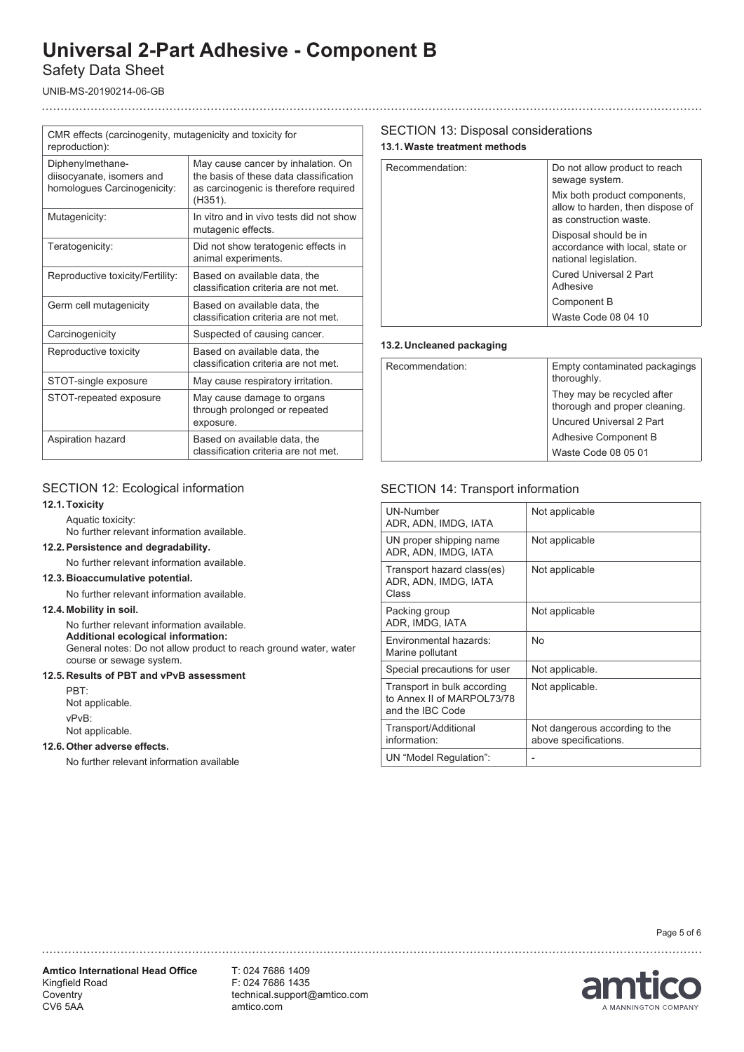| CMR effects (carcinogenity, mutagenicity and toxicity for reproduction): | |
|---|---|
| Diphenylmethane-diisocyanate, isomers and homologues Carcinogenicity: | May cause cancer by inhalation. On the basis of these data classification as carcinogenic is therefore required (H351). |
| Mutagenicity: | In vitro and in vivo tests did not show mutagenic effects. |
| Teratogenicity: | Did not show teratogenic effects in animal experiments. |
| Reproductive toxicity/Fertility: | Based on available data, the classification criteria are not met. |
| Germ cell mutagenicity | Based on available data, the classification criteria are not met. |
| Carcinogenicity | Suspected of causing cancer. |
| Reproductive toxicity | Based on available data, the classification criteria are not met. |
| STOT-single exposure | May cause respiratory irritation. |
| STOT-repeated exposure | May cause damage to organs through prolonged or repeated exposure. |
| Aspiration hazard | Based on available data, the classification criteria are not met. |

## SECTION 12: Ecological information

**12.1. Toxicity**

Aquatic toxicity:
No further relevant information available.

**12.2. Persistence and degradability.**

No further relevant information available.

**12.3. Bioaccumulative potential.**

No further relevant information available.

**12.4. Mobility in soil.**

No further relevant information available.
**Additional ecological information:**
General notes: Do not allow product to reach ground water, water course or sewage system.

**12.5. Results of PBT and vPvB assessment**

PBT:
Not applicable.

vPvB:
Not applicable.

**12.6. Other adverse effects.**

No further relevant information available

## SECTION 13: Disposal considerations

**13.1. Waste treatment methods**

| Recommendation: | Do not allow product to reach sewage system.<br>Mix both product components, allow to harden, then dispose of as construction waste.<br>Disposal should be in accordance with local, state or national legislation.<br>Cured Universal 2 Part Adhesive<br>Component B<br>Waste Code 08 04 10 |
|---|---|

**13.2. Uncleaned packaging**

| Recommendation: | Empty contaminated packagings thoroughly.<br>They may be recycled after thorough and proper cleaning.<br>Uncured Universal 2 Part<br>Adhesive Component B<br>Waste Code 08 05 01 |
|---|---|

## SECTION 14: Transport information

| UN-Number ADR, ADN, IMDG, IATA | Not applicable |
|---|---|
| UN proper shipping name ADR, ADN, IMDG, IATA | Not applicable |
| Transport hazard class(es) ADR, ADN, IMDG, IATA Class | Not applicable |
| Packing group ADR, IMDG, IATA | Not applicable |
| Environmental hazards: Marine pollutant | No |
| Special precautions for user | Not applicable. |
| Transport in bulk according to Annex II of MARPOL73/78 and the IBC Code | Not applicable. |
| Transport/Additional information: | Not dangerous according to the above specifications. |
| UN "Model Regulation": | - |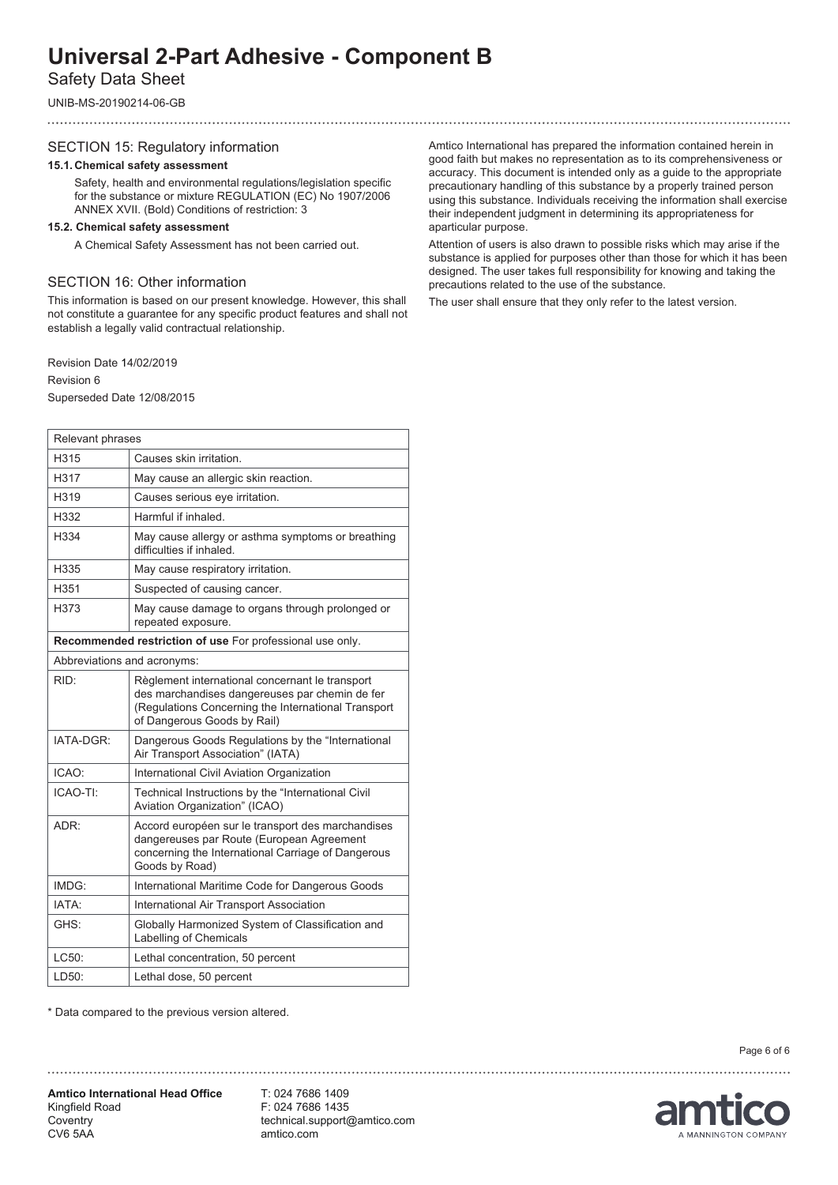## SECTION 15: Regulatory information

### 15.1. Chemical safety assessment

Safety, health and environmental regulations/legislation specific for the substance or mixture REGULATION (EC) No 1907/2006 ANNEX XVII. (Bold) Conditions of restriction: 3

### 15.2. Chemical safety assessment

A Chemical Safety Assessment has not been carried out.

## SECTION 16: Other information

This information is based on our present knowledge. However, this shall not constitute a guarantee for any specific product features and shall not establish a legally valid contractual relationship.

Revision Date 14/02/2019

Revision 6

Superseded Date 12/08/2015

| Relevant phrases | |
|---|---|
| H315 | Causes skin irritation. |
| H317 | May cause an allergic skin reaction. |
| H319 | Causes serious eye irritation. |
| H332 | Harmful if inhaled. |
| H334 | May cause allergy or asthma symptoms or breathing difficulties if inhaled. |
| H335 | May cause respiratory irritation. |
| H351 | Suspected of causing cancer. |
| H373 | May cause damage to organs through prolonged or repeated exposure. |
| **Recommended restriction of use** For professional use only. | |
| Abbreviations and acronyms: | |
| RID: | Règlement international concernant le transport des marchandises dangereuses par chemin de fer (Regulations Concerning the International Transport of Dangerous Goods by Rail) |
| IATA-DGR: | Dangerous Goods Regulations by the "International Air Transport Association" (IATA) |
| ICAO: | International Civil Aviation Organization |
| ICAO-TI: | Technical Instructions by the "International Civil Aviation Organization" (ICAO) |
| ADR: | Accord européen sur le transport des marchandises dangereuses par Route (European Agreement concerning the International Carriage of Dangerous Goods by Road) |
| IMDG: | International Maritime Code for Dangerous Goods |
| IATA: | International Air Transport Association |
| GHS: | Globally Harmonized System of Classification and Labelling of Chemicals |
| LC50: | Lethal concentration, 50 percent |
| LD50: | Lethal dose, 50 percent |

* Data compared to the previous version altered.

Amtico International has prepared the information contained herein in good faith but makes no representation as to its comprehensiveness or accuracy. This document is intended only as a guide to the appropriate precautionary handling of this substance by a properly trained person using this substance. Individuals receiving the information shall exercise their independent judgment in determining its appropriateness for aparticular purpose.

Attention of users is also drawn to possible risks which may arise if the substance is applied for purposes other than those for which it has been designed. The user takes full responsibility for knowing and taking the precautions related to the use of the substance.

The user shall ensure that they only refer to the latest version.